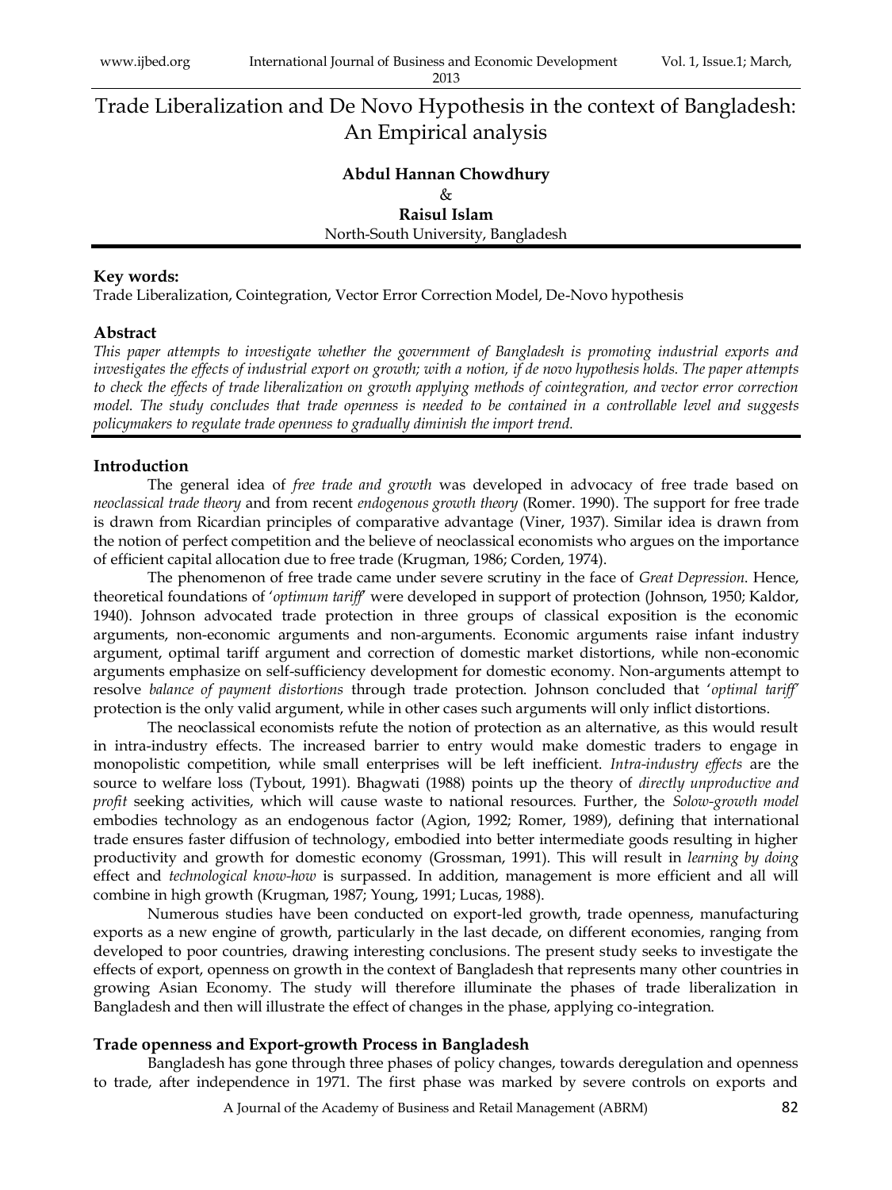# Trade Liberalization and De Novo Hypothesis in the context of Bangladesh: An Empirical analysis

**Abdul Hannan Chowdhury**

&

**Raisul Islam**

North-South University, Bangladesh

**Key words:**

Trade Liberalization, Cointegration, Vector Error Correction Model, De-Novo hypothesis

## Abstract

*This paper attempts to investigate whether the government of Bangladesh is promoting industrial exports and investigates the effects of industrial export on growth; with a notion, if de novo hypothesis holds. The paper attempts to check the effects of trade liberalization on growth applying methods of cointegration, and vector error correction model. The study concludes that trade openness is needed to be contained in a controllable level and suggests policymakers to regulate trade openness to gradually diminish the import trend.*

## Introduction

The general idea of *free trade and growth* was developed in advocacy of free trade based on *neoclassical trade theory* and from recent *endogenous growth theory* (Romer. 1990). The support for free trade is drawn from Ricardian principles of comparative advantage (Viner, 1937). Similar idea is drawn from the notion of perfect competition and the believe of neoclassical economists who argues on the importance of efficient capital allocation due to free trade (Krugman, 1986; Corden, 1974).

The phenomenon of free trade came under severe scrutiny in the face of *Great Depression*. Hence, theoretical foundations of '*optimum tariff*' were developed in support of protection (Johnson, 1950; Kaldor, 1940). Johnson advocated trade protection in three groups of classical exposition is the economic arguments, non-economic arguments and non-arguments. Economic arguments raise infant industry argument, optimal tariff argument and correction of domestic market distortions, while non-economic arguments emphasize on self-sufficiency development for domestic economy. Non-arguments attempt to resolve *balance of payment distortions* through trade protection. Johnson concluded that '*optimal tariff*' protection is the only valid argument, while in other cases such arguments will only inflict distortions.

The neoclassical economists refute the notion of protection as an alternative, as this would result in intra-industry effects. The increased barrier to entry would make domestic traders to engage in monopolistic competition, while small enterprises will be left inefficient. *Intra-industry effects* are the source to welfare loss (Tybout, 1991). Bhagwati (1988) points up the theory of *directly unproductive and profit* seeking activities, which will cause waste to national resources. Further, the *Solow-growth model* embodies technology as an endogenous factor (Agion, 1992; Romer, 1989), defining that international trade ensures faster diffusion of technology, embodied into better intermediate goods resulting in higher productivity and growth for domestic economy (Grossman, 1991). This will result in *learning by doing* effect and *technological know-how* is surpassed. In addition, management is more efficient and all will combine in high growth (Krugman, 1987; Young, 1991; Lucas, 1988).

Numerous studies have been conducted on export-led growth, trade openness, manufacturing exports as a new engine of growth, particularly in the last decade, on different economies, ranging from developed to poor countries, drawing interesting conclusions. The present study seeks to investigate the effects of export, openness on growth in the context of Bangladesh that represents many other countries in growing Asian Economy. The study will therefore illuminate the phases of trade liberalization in Bangladesh and then will illustrate the effect of changes in the phase, applying co-integration.

## Trade openness and Export-growth Process in Bangladesh

Bangladesh has gone through three phases of policy changes, towards deregulation and openness to trade, after independence in 1971. The first phase was marked by severe controls on exports and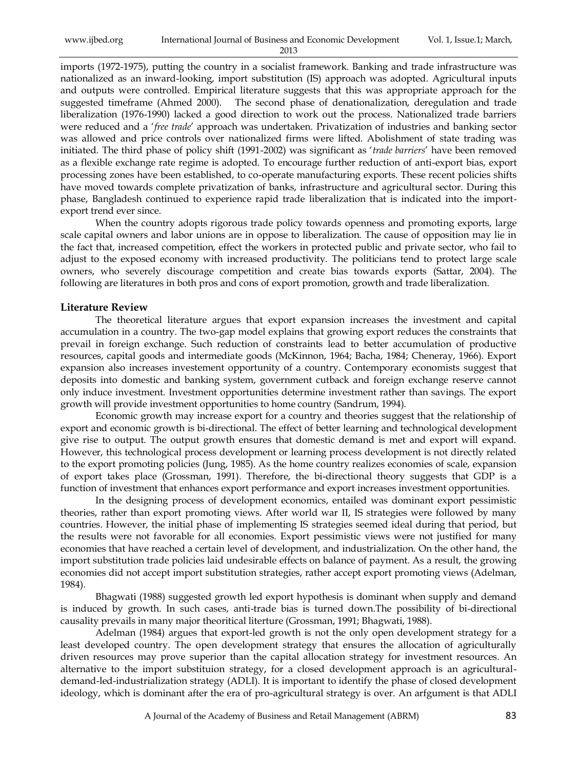imports (1972-1975), putting the country in a socialist framework. Banking and trade infrastructure was nationalized as an inward-looking, import substitution (IS) approach was adopted. Agricultural inputs and outputs were controlled. Empirical literature suggests that this was appropriate approach for the suggested timeframe (Ahmed 2000). The second phase of denationalization, deregulation and trade liberalization (1976-1990) lacked a good direction to work out the process. Nationalized trade barriers were reduced and a '*free trade*' approach was undertaken. Privatization of industries and banking sector was allowed and price controls over nationalized firms were lifted. Abolishment of state trading was initiated. The third phase of policy shift (1991-2002) was significant as '*trade barriers*' have been removed as a flexible exchange rate regime is adopted. To encourage further reduction of anti-export bias, export processing zones have been established, to co-operate manufacturing exports. These recent policies shifts have moved towards complete privatization of banks, infrastructure and agricultural sector. During this phase, Bangladesh continued to experience rapid trade liberalization that is indicated into the import-export trend ever since.

When the country adopts rigorous trade policy towards openness and promoting exports, large scale capital owners and labor unions are in oppose to liberalization. The cause of opposition may lie in the fact that, increased competition, effect the workers in protected public and private sector, who fail to adjust to the exposed economy with increased productivity. The politicians tend to protect large scale owners, who severely discourage competition and create bias towards exports (Sattar, 2004). The following are literatures in both pros and cons of export promotion, growth and trade liberalization.

## Literature Review

The theoretical literature argues that export expansion increases the investment and capital accumulation in a country. The two-gap model explains that growing export reduces the constraints that prevail in foreign exchange. Such reduction of constraints lead to better accumulation of productive resources, capital goods and intermediate goods (McKinnon, 1964; Bacha, 1984; Cheneray, 1966). Export expansion also increases investement opportunity of a country. Contemporary economists suggest that deposits into domestic and banking system, government cutback and foreign exchange reserve cannot only induce investment. Investment opportunities determine investment rather than savings. The export growth will provide investment opportunities to home country (Sandrum, 1994).

Economic growth may increase export for a country and theories suggest that the relationship of export and economic growth is bi-directional. The effect of better learning and technological development give rise to output. The output growth ensures that domestic demand is met and export will expand. However, this technological process development or learning process development is not directly related to the export promoting policies (Jung, 1985). As the home country realizes economies of scale, expansion of export takes place (Grossman, 1991). Therefore, the bi-directional theory suggests that GDP is a function of investment that enhances export performance and export increases investment opportunities.

In the designing process of development economics, entailed was dominant export pessimistic theories, rather than export promoting views. After world war II, IS strategies were followed by many countries. However, the initial phase of implementing IS strategies seemed ideal during that period, but the results were not favorable for all economies. Export pessimistic views were not justified for many economies that have reached a certain level of development, and industrialization. On the other hand, the import substitution trade policies laid undesirable effects on balance of payment. As a result, the growing economies did not accept import substitution strategies, rather accept export promoting views (Adelman, 1984).

Bhagwati (1988) suggested growth led export hypothesis is dominant when supply and demand is induced by growth. In such cases, anti-trade bias is turned down.The possibility of bi-directional causality prevails in many major theoritical literture (Grossman, 1991; Bhagwati, 1988).

Adelman (1984) argues that export-led growth is not the only open development strategy for a least developed country. The open development strategy that ensures the allocation of agriculturally driven resources may prove superior than the capital allocation strategy for investment resources. An alternative to the import substituion strategy, for a closed development approach is an agricultural-demand-led-industrialization strategy (ADLI). It is important to identify the phase of closed development ideology, which is dominant after the era of pro-agricultural strategy is over. An arfgument is that ADLI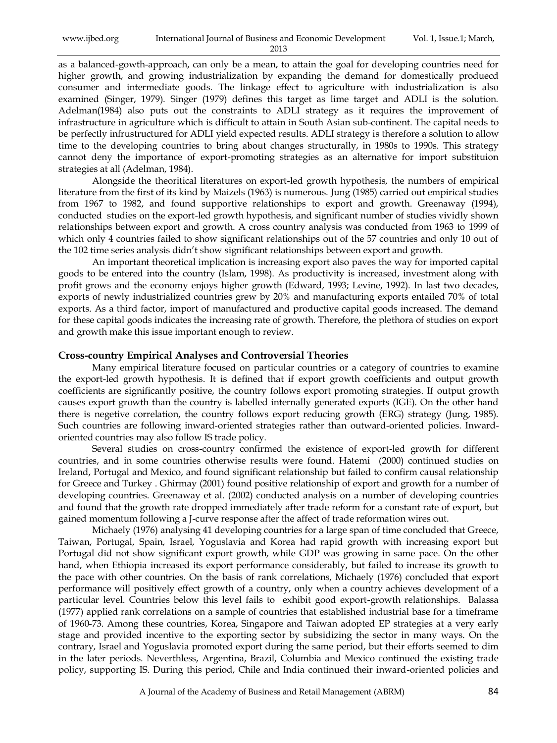as a balanced-gowth-approach, can only be a mean, to attain the goal for developing countries need for higher growth, and growing industrialization by expanding the demand for domestically produecd consumer and intermediate goods. The linkage effect to agriculture with industrialization is also examined (Singer, 1979). Singer (1979) defines this target as lime target and ADLI is the solution. Adelman(1984) also puts out the constraints to ADLI strategy as it requires the improvement of infrastructure in agriculture which is difficult to attain in South Asian sub-continent. The capital needs to be perfectly infrustructured for ADLI yield expected results. ADLI strategy is therefore a solution to allow time to the developing countries to bring about changes structurally, in 1980s to 1990s. This strategy cannot deny the importance of export-promoting strategies as an alternative for import substituion strategies at all (Adelman, 1984).

Alongside the theoritical literatures on export-led growth hypothesis, the numbers of empirical literature from the first of its kind by Maizels (1963) is numerous. Jung (1985) carried out empirical studies from 1967 to 1982, and found supportive relationships to export and growth. Greenaway (1994), conducted studies on the export-led growth hypothesis, and significant number of studies vividly shown relationships between export and growth. A cross country analysis was conducted from 1963 to 1999 of which only 4 countries failed to show significant relationships out of the 57 countries and only 10 out of the 102 time series analysis didn't show significant relationships between export and growth.

An important theoretical implication is increasing export also paves the way for imported capital goods to be entered into the country (Islam, 1998). As productivity is increased, investment along with profit grows and the economy enjoys higher growth (Edward, 1993; Levine, 1992). In last two decades, exports of newly industrialized countries grew by 20% and manufacturing exports entailed 70% of total exports. As a third factor, import of manufactured and productive capital goods increased. The demand for these capital goods indicates the increasing rate of growth. Therefore, the plethora of studies on export and growth make this issue important enough to review.

## Cross-country Empirical Analyses and Controversial Theories

Many empirical literature focused on particular countries or a category of countries to examine the export-led growth hypothesis. It is defined that if export growth coefficients and output growth coefficients are significantly positive, the country follows export promoting strategies. If output growth causes export growth than the country is labelled internally generated exports (IGE). On the other hand there is negetive correlation, the country follows export reducing growth (ERG) strategy (Jung, 1985). Such countries are following inward-oriented strategies rather than outward-oriented policies. Inward-oriented countries may also follow IS trade policy.

Several studies on cross-country confirmed the existence of export-led growth for different countries, and in some countries otherwise results were found. Hatemi (2000) continued studies on Ireland, Portugal and Mexico, and found significant relationship but failed to confirm causal relationship for Greece and Turkey . Ghirmay (2001) found positive relationship of export and growth for a number of developing countries. Greenaway et al. (2002) conducted analysis on a number of developing countries and found that the growth rate dropped immediately after trade reform for a constant rate of export, but gained momentum following a J-curve response after the affect of trade reformation wires out.

Michaely (1976) analysing 41 developing countries for a large span of time concluded that Greece, Taiwan, Portugal, Spain, Israel, Yoguslavia and Korea had rapid growth with increasing export but Portugal did not show significant export growth, while GDP was growing in same pace. On the other hand, when Ethiopia increased its export performance considerably, but failed to increase its growth to the pace with other countries. On the basis of rank correlations, Michaely (1976) concluded that export performance will positively effect growth of a country, only when a country achieves development of a particular level. Countries below this level fails to exhibit good export-growth relationships. Balassa (1977) applied rank correlations on a sample of countries that established industrial base for a timeframe of 1960-73. Among these countries, Korea, Singapore and Taiwan adopted EP strategies at a very early stage and provided incentive to the exporting sector by subsidizing the sector in many ways. On the contrary, Israel and Yoguslavia promoted export during the same period, but their efforts seemed to dim in the later periods. Neverthless, Argentina, Brazil, Columbia and Mexico continued the existing trade policy, supporting IS. During this period, Chile and India continued their inward-oriented policies and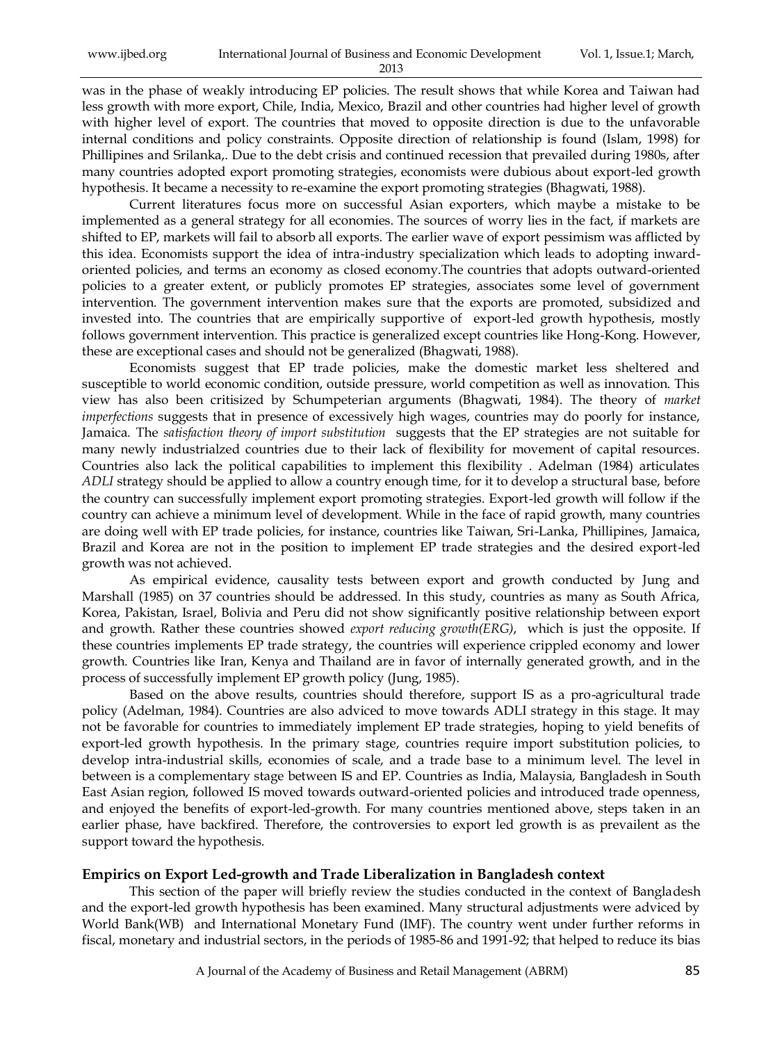was in the phase of weakly introducing EP policies. The result shows that while Korea and Taiwan had less growth with more export, Chile, India, Mexico, Brazil and other countries had higher level of growth with higher level of export. The countries that moved to opposite direction is due to the unfavorable internal conditions and policy constraints. Opposite direction of relationship is found (Islam, 1998) for Phillipines and Srilanka,. Due to the debt crisis and continued recession that prevailed during 1980s, after many countries adopted export promoting strategies, economists were dubious about export-led growth hypothesis. It became a necessity to re-examine the export promoting strategies (Bhagwati, 1988).

Current literatures focus more on successful Asian exporters, which maybe a mistake to be implemented as a general strategy for all economies. The sources of worry lies in the fact, if markets are shifted to EP, markets will fail to absorb all exports. The earlier wave of export pessimism was afflicted by this idea. Economists support the idea of intra-industry specialization which leads to adopting inward-oriented policies, and terms an economy as closed economy.The countries that adopts outward-oriented policies to a greater extent, or publicly promotes EP strategies, associates some level of government intervention. The government intervention makes sure that the exports are promoted, subsidized and invested into. The countries that are empirically supportive of export-led growth hypothesis, mostly follows government intervention. This practice is generalized except countries like Hong-Kong. However, these are exceptional cases and should not be generalized (Bhagwati, 1988).

Economists suggest that EP trade policies, make the domestic market less sheltered and susceptible to world economic condition, outside pressure, world competition as well as innovation. This view has also been critisized by Schumpeterian arguments (Bhagwati, 1984). The theory of *market imperfections* suggests that in presence of excessively high wages, countries may do poorly for instance, Jamaica. The *satisfaction theory of import substitution* suggests that the EP strategies are not suitable for many newly industrialzed countries due to their lack of flexibility for movement of capital resources. Countries also lack the political capabilities to implement this flexibility . Adelman (1984) articulates *ADLI* strategy should be applied to allow a country enough time, for it to develop a structural base, before the country can successfully implement export promoting strategies. Export-led growth will follow if the country can achieve a minimum level of development. While in the face of rapid growth, many countries are doing well with EP trade policies, for instance, countries like Taiwan, Sri-Lanka, Phillipines, Jamaica, Brazil and Korea are not in the position to implement EP trade strategies and the desired export-led growth was not achieved.

As empirical evidence, causality tests between export and growth conducted by Jung and Marshall (1985) on 37 countries should be addressed. In this study, countries as many as South Africa, Korea, Pakistan, Israel, Bolivia and Peru did not show significantly positive relationship between export and growth. Rather these countries showed *export reducing growth(ERG)*, which is just the opposite. If these countries implements EP trade strategy, the countries will experience crippled economy and lower growth. Countries like Iran, Kenya and Thailand are in favor of internally generated growth, and in the process of successfully implement EP growth policy (Jung, 1985).

Based on the above results, countries should therefore, support IS as a pro-agricultural trade policy (Adelman, 1984). Countries are also adviced to move towards ADLI strategy in this stage. It may not be favorable for countries to immediately implement EP trade strategies, hoping to yield benefits of export-led growth hypothesis. In the primary stage, countries require import substitution policies, to develop intra-industrial skills, economies of scale, and a trade base to a minimum level. The level in between is a complementary stage between IS and EP. Countries as India, Malaysia, Bangladesh in South East Asian region, followed IS moved towards outward-oriented policies and introduced trade openness, and enjoyed the benefits of export-led-growth. For many countries mentioned above, steps taken in an earlier phase, have backfired. Therefore, the controversies to export led growth is as prevailent as the support toward the hypothesis.

## Empirics on Export Led-growth and Trade Liberalization in Bangladesh context

This section of the paper will briefly review the studies conducted in the context of Bangladesh and the export-led growth hypothesis has been examined. Many structural adjustments were adviced by World Bank(WB) and International Monetary Fund (IMF). The country went under further reforms in fiscal, monetary and industrial sectors, in the periods of 1985-86 and 1991-92; that helped to reduce its bias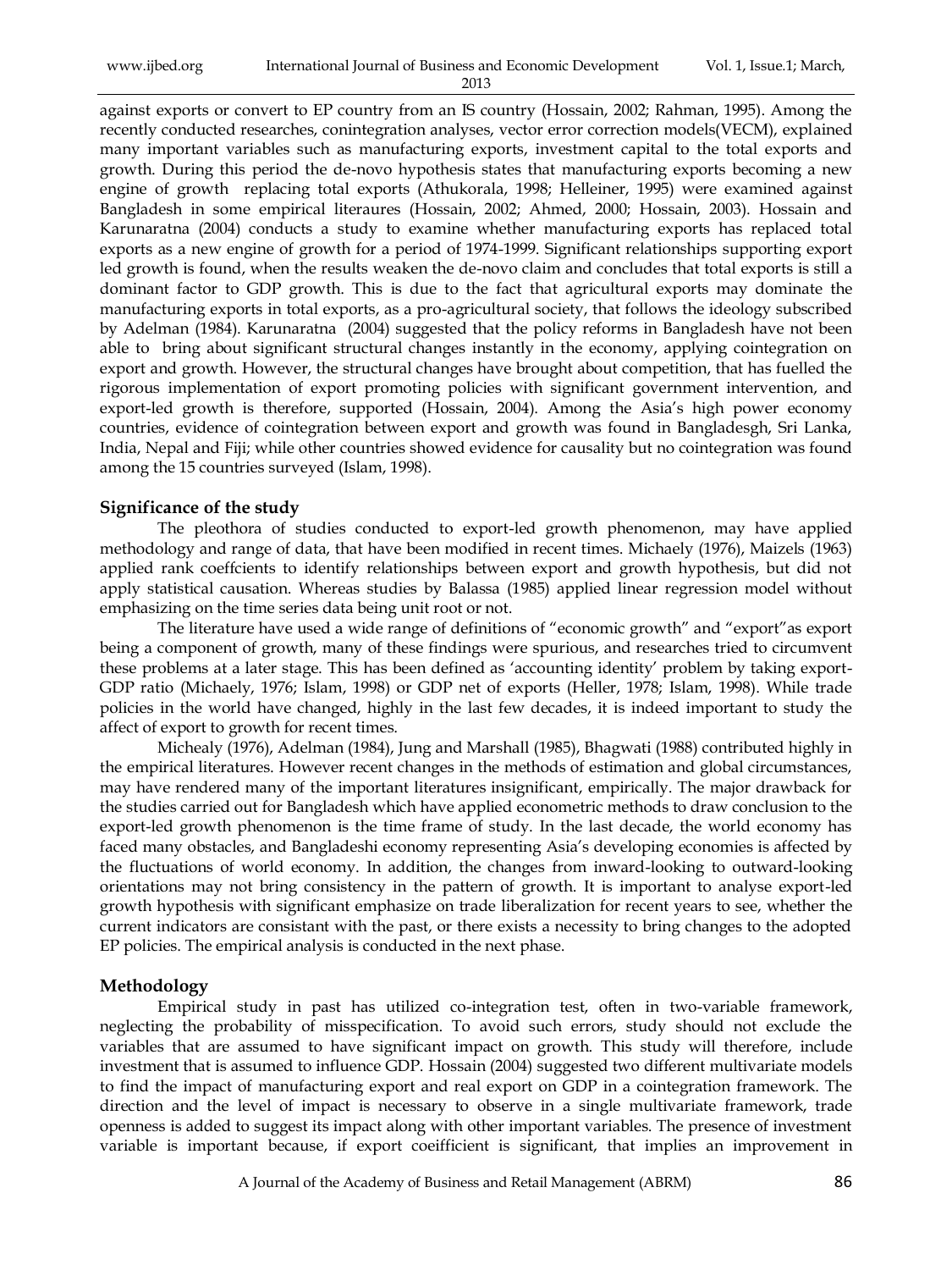against exports or convert to EP country from an IS country (Hossain, 2002; Rahman, 1995). Among the recently conducted researches, conintegration analyses, vector error correction models(VECM), explained many important variables such as manufacturing exports, investment capital to the total exports and growth. During this period the de-novo hypothesis states that manufacturing exports becoming a new engine of growth replacing total exports (Athukorala, 1998; Helleiner, 1995) were examined against Bangladesh in some empirical literaures (Hossain, 2002; Ahmed, 2000; Hossain, 2003). Hossain and Karunaratna (2004) conducts a study to examine whether manufacturing exports has replaced total exports as a new engine of growth for a period of 1974-1999. Significant relationships supporting export led growth is found, when the results weaken the de-novo claim and concludes that total exports is still a dominant factor to GDP growth. This is due to the fact that agricultural exports may dominate the manufacturing exports in total exports, as a pro-agricultural society, that follows the ideology subscribed by Adelman (1984). Karunaratna (2004) suggested that the policy reforms in Bangladesh have not been able to bring about significant structural changes instantly in the economy, applying cointegration on export and growth. However, the structural changes have brought about competition, that has fuelled the rigorous implementation of export promoting policies with significant government intervention, and export-led growth is therefore, supported (Hossain, 2004). Among the Asia's high power economy countries, evidence of cointegration between export and growth was found in Bangladesgh, Sri Lanka, India, Nepal and Fiji; while other countries showed evidence for causality but no cointegration was found among the 15 countries surveyed (Islam, 1998).

## Significance of the study

The pleothora of studies conducted to export-led growth phenomenon, may have applied methodology and range of data, that have been modified in recent times. Michaely (1976), Maizels (1963) applied rank coeffcients to identify relationships between export and growth hypothesis, but did not apply statistical causation. Whereas studies by Balassa (1985) applied linear regression model without emphasizing on the time series data being unit root or not.

The literature have used a wide range of definitions of "economic growth" and "export"as export being a component of growth, many of these findings were spurious, and researches tried to circumvent these problems at a later stage. This has been defined as 'accounting identity' problem by taking export-GDP ratio (Michaely, 1976; Islam, 1998) or GDP net of exports (Heller, 1978; Islam, 1998). While trade policies in the world have changed, highly in the last few decades, it is indeed important to study the affect of export to growth for recent times.

Michealy (1976), Adelman (1984), Jung and Marshall (1985), Bhagwati (1988) contributed highly in the empirical literatures. However recent changes in the methods of estimation and global circumstances, may have rendered many of the important literatures insignificant, empirically. The major drawback for the studies carried out for Bangladesh which have applied econometric methods to draw conclusion to the export-led growth phenomenon is the time frame of study. In the last decade, the world economy has faced many obstacles, and Bangladeshi economy representing Asia's developing economies is affected by the fluctuations of world economy. In addition, the changes from inward-looking to outward-looking orientations may not bring consistency in the pattern of growth. It is important to analyse export-led growth hypothesis with significant emphasize on trade liberalization for recent years to see, whether the current indicators are consistant with the past, or there exists a necessity to bring changes to the adopted EP policies. The empirical analysis is conducted in the next phase.

## Methodology

Empirical study in past has utilized co-integration test, often in two-variable framework, neglecting the probability of misspecification. To avoid such errors, study should not exclude the variables that are assumed to have significant impact on growth. This study will therefore, include investment that is assumed to influence GDP. Hossain (2004) suggested two different multivariate models to find the impact of manufacturing export and real export on GDP in a cointegration framework. The direction and the level of impact is necessary to observe in a single multivariate framework, trade openness is added to suggest its impact along with other important variables. The presence of investment variable is important because, if export coeifficient is significant, that implies an improvement in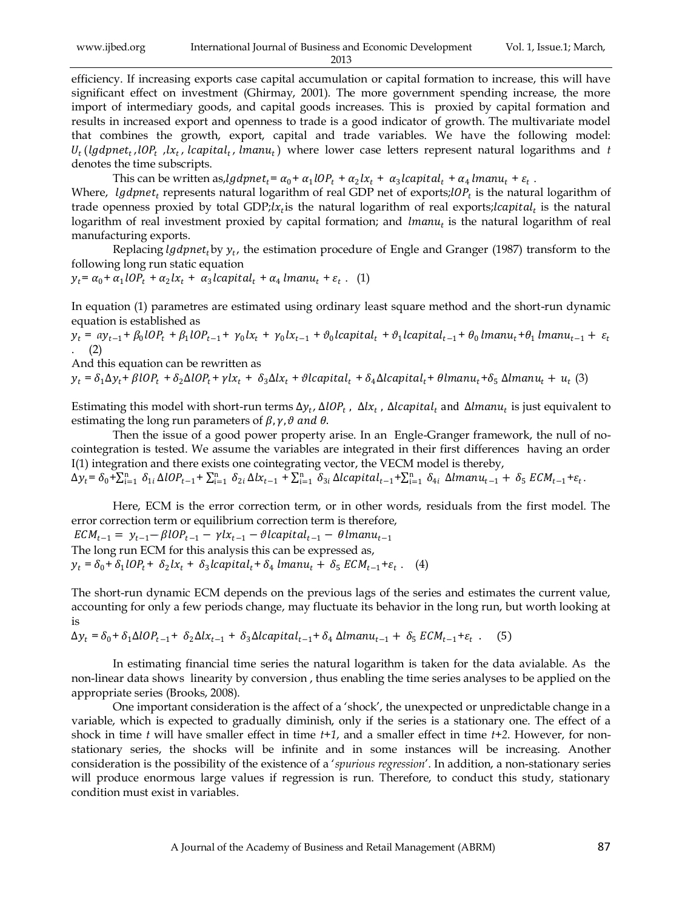efficiency. If increasing exports case capital accumulation or capital formation to increase, this will have significant effect on investment (Ghirmay, 2001). The more government spending increase, the more import of intermediary goods, and capital goods increases. This is proxied by capital formation and results in increased export and openness to trade is a good indicator of growth. The multivariate model that combines the growth, export, capital and trade variables. We have the following model: $U_t\,(lgdpnet_t, lOP_t, lx_t, lcapital_t, lmanu_t)$ where lower case letters represent natural logarithms and $t$ denotes the time subscripts.

This can be written as, $lgdpnet_t = \alpha_0 + \alpha_1 lOP_t + \alpha_2 lx_t + \alpha_3 lcapital_t + \alpha_4 lmanu_t + \varepsilon_t$ .

Where, $lgdpnet_t$ represents natural logarithm of real GDP net of exports; $lOP_t$ is the natural logarithm of trade openness proxied by total GDP; $lx_t$ is the natural logarithm of real exports; $lcapital_t$ is the natural logarithm of real investment proxied by capital formation; and $lmanu_t$ is the natural logarithm of real manufacturing exports.

Replacing $lgdpnet_t$ by $y_t$, the estimation procedure of Engle and Granger (1987) transform to the following long run static equation

$$y_t = \alpha_0 + \alpha_1 lOP_t + \alpha_2 lx_t + \alpha_3 lcapital_t + \alpha_4 lmanu_t + \varepsilon_t \; . \quad (1)$$

In equation (1) parametres are estimated using ordinary least square method and the short-run dynamic equation is established as

$$y_t = a y_{t-1} + \beta_0 lOP_t + \beta_1 lOP_{t-1} + \gamma_0 lx_t + \gamma_0 lx_{t-1} + \vartheta_0 lcapital_t + \vartheta_1 lcapital_{t-1} + \theta_0\, lmanu_t + \theta_1\, lmanu_{t-1} + \varepsilon_t \; . \quad (2)$$

And this equation can be rewritten as

$$y_t = \delta_1 \Delta y_t + \beta lOP_t + \delta_2 \Delta lOP_t + \gamma lx_t + \delta_3 \Delta lx_t + \vartheta lcapital_t + \delta_4 \Delta lcapital_t + \theta lmanu_t + \delta_5\, \Delta lmanu_t + u_t \quad (3)$$

Estimating this model with short-run terms $\Delta y_t$, $\Delta lOP_t$ , $\Delta lx_t$ , $\Delta lcapital_t$ and $\Delta lmanu_t$ is just equivalent to estimating the long run parameters of $\beta, \gamma, \vartheta$ *and* $\theta$.

Then the issue of a good power property arise. In an Engle-Granger framework, the null of no-cointegration is tested. We assume the variables are integrated in their first differences having an order I(1) integration and there exists one cointegrating vector, the VECM model is thereby,

$$\Delta y_t = \delta_0 + \sum_{i=1}^{n} \delta_{1i}\, \Delta lOP_{t-1} + \sum_{i=1}^{n} \delta_{2i}\, \Delta lx_{t-1} + \sum_{i=1}^{n} \delta_{3i}\, \Delta lcapital_{t-1} + \sum_{i=1}^{n} \delta_{4i}\, \Delta lmanu_{t-1} + \delta_5\, ECM_{t-1} + \varepsilon_t .$$

Here, ECM is the error correction term, or in other words, residuals from the first model. The error correction term or equilibrium correction term is therefore,

$$ECM_{t-1} = y_{t-1} - \beta lOP_{t-1} - \gamma lx_{t-1} - \vartheta lcapital_{t-1} - \theta lmanu_{t-1}$$

The long run ECM for this analysis this can be expressed as,

$$y_t = \delta_0 + \delta_1 lOP_t + \delta_2 lx_t + \delta_3 lcapital_t + \delta_4\, lmanu_t + \delta_5\, ECM_{t-1} + \varepsilon_t \; . \quad (4)$$

The short-run dynamic ECM depends on the previous lags of the series and estimates the current value, accounting for only a few periods change, may fluctuate its behavior in the long run, but worth looking at is

$$\Delta y_t = \delta_0 + \delta_1 \Delta lOP_{t-1} + \delta_2 \Delta lx_{t-1} + \delta_3 \Delta lcapital_{t-1} + \delta_4\, \Delta lmanu_{t-1} + \delta_5\, ECM_{t-1} + \varepsilon_t \; . \quad (5)$$

In estimating financial time series the natural logarithm is taken for the data avialable. As the non-linear data shows linearity by conversion , thus enabling the time series analyses to be applied on the appropriate series (Brooks, 2008).

One important consideration is the affect of a 'shock', the unexpected or unpredictable change in a variable, which is expected to gradually diminish, only if the series is a stationary one. The effect of a shock in time *t* will have smaller effect in time *t+1,* and a smaller effect in time *t+2.* However, for non-stationary series, the shocks will be infinite and in some instances will be increasing. Another consideration is the possibility of the existence of a '*spurious regression*'. In addition, a non-stationary series will produce enormous large values if regression is run. Therefore, to conduct this study, stationary condition must exist in variables.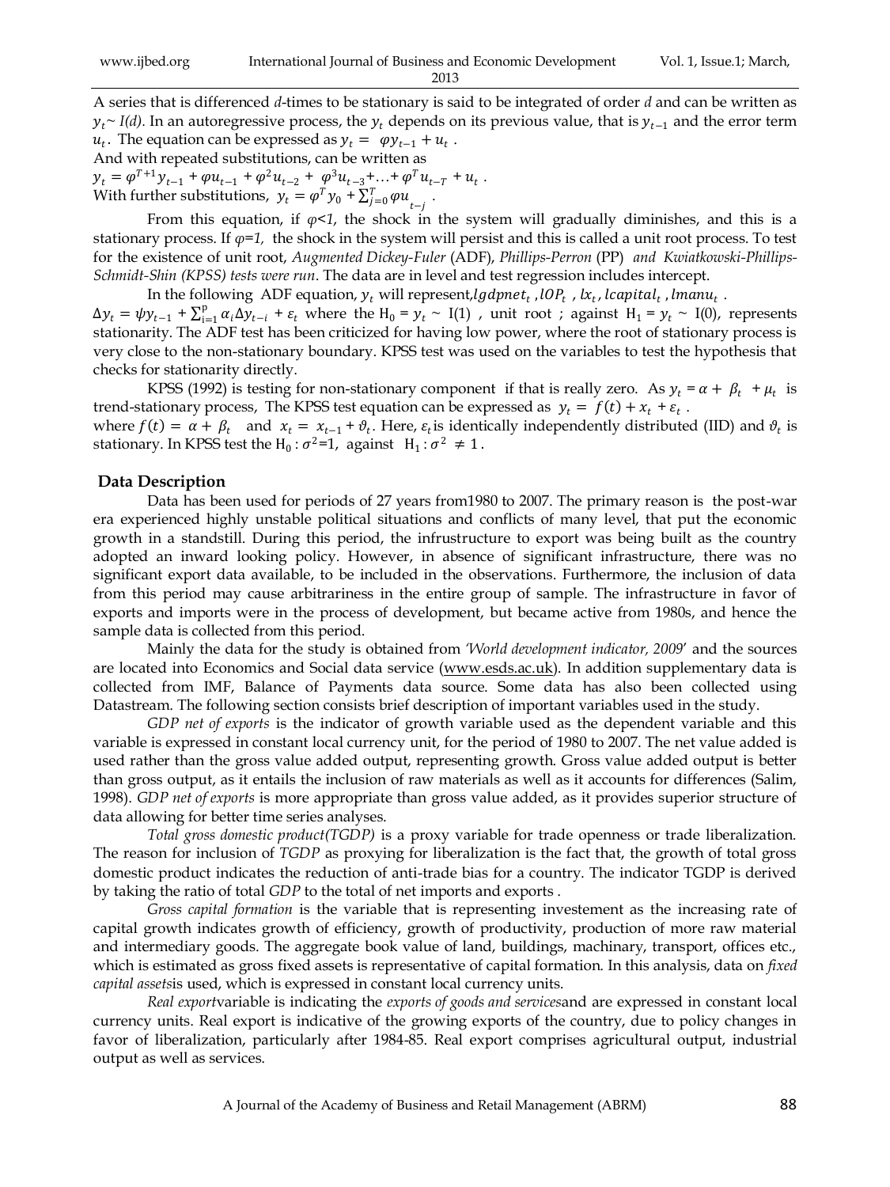A series that is differenced $d$-times to be stationary is said to be integrated of order $d$ and can be written as $y_t$~ $I(d)$. In an autoregressive process, the $y_t$ depends on its previous value, that is $y_{t-1}$ and the error term $u_t$. The equation can be expressed as $y_t = \varphi y_{t-1} + u_t$ .

And with repeated substitutions, can be written as

$y_t = \varphi^{T+1} y_{t-1} + \varphi u_{t-1} + \varphi^2 u_{t-2} + \varphi^3 u_{t-3} + \ldots + \varphi^T u_{t-T} + u_t$ .

With further substitutions, $y_t = \varphi^T y_0 + \sum_{j=0}^{T} \varphi u_{t-j}$ .

From this equation, if $\varphi<1$, the shock in the system will gradually diminishes, and this is a stationary process. If $\varphi=1$, the shock in the system will persist and this is called a unit root process. To test for the existence of unit root, *Augmented Dickey-Fuler* (ADF), *Phillips-Perron* (PP) *and Kwiatkowski-Phillips-Schmidt-Shin (KPSS) tests were run*. The data are in level and test regression includes intercept.

In the following ADF equation, $y_t$ will represent,$lgdpnet_t$ ,$lOP_t$ , $lx_t$, $lcapital_t$ , $lmanu_t$ .

$\Delta y_t = \psi y_{t-1} + \sum_{i=1}^{p} \alpha_i \Delta y_{t-i} + \varepsilon_t$ where the H$_0$ = $y_t$ ~ I(1) , unit root ; against H$_1$ = $y_t$ ~ I(0), represents stationarity. The ADF test has been criticized for having low power, where the root of stationary process is very close to the non-stationary boundary. KPSS test was used on the variables to test the hypothesis that checks for stationarity directly.

KPSS (1992) is testing for non-stationary component if that is really zero. As $y_t = \alpha + \beta_t + \mu_t$ is trend-stationary process, The KPSS test equation can be expressed as $y_t = f(t) + x_t + \varepsilon_t$ .

where $f(t) = \alpha + \beta_t$ and $x_t = x_{t-1} + \vartheta_t$. Here, $\varepsilon_t$is identically independently distributed (IID) and $\vartheta_t$ is stationary. In KPSS test the H$_0$ : $\sigma^2$=1, against H$_1$ : $\sigma^2 \neq 1$ .

## Data Description

Data has been used for periods of 27 years from1980 to 2007. The primary reason is the post-war era experienced highly unstable political situations and conflicts of many level, that put the economic growth in a standstill. During this period, the infrustructure to export was being built as the country adopted an inward looking policy. However, in absence of significant infrastructure, there was no significant export data available, to be included in the observations. Furthermore, the inclusion of data from this period may cause arbitrariness in the entire group of sample. The infrastructure in favor of exports and imports were in the process of development, but became active from 1980s, and hence the sample data is collected from this period.

Mainly the data for the study is obtained from *'World development indicator, 2009'* and the sources are located into Economics and Social data service (www.esds.ac.uk). In addition supplementary data is collected from IMF, Balance of Payments data source. Some data has also been collected using Datastream. The following section consists brief description of important variables used in the study.

*GDP net of exports* is the indicator of growth variable used as the dependent variable and this variable is expressed in constant local currency unit, for the period of 1980 to 2007. The net value added is used rather than the gross value added output, representing growth. Gross value added output is better than gross output, as it entails the inclusion of raw materials as well as it accounts for differences (Salim, 1998). *GDP net of exports* is more appropriate than gross value added, as it provides superior structure of data allowing for better time series analyses.

*Total gross domestic product(TGDP)* is a proxy variable for trade openness or trade liberalization. The reason for inclusion of *TGDP* as proxying for liberalization is the fact that, the growth of total gross domestic product indicates the reduction of anti-trade bias for a country. The indicator TGDP is derived by taking the ratio of total *GDP* to the total of net imports and exports .

*Gross capital formation* is the variable that is representing investement as the increasing rate of capital growth indicates growth of efficiency, growth of productivity, production of more raw material and intermediary goods. The aggregate book value of land, buildings, machinary, transport, offices etc., which is estimated as gross fixed assets is representative of capital formation. In this analysis, data on *fixed capital assets*is used, which is expressed in constant local currency units.

*Real export*variable is indicating the *exports of goods and services*and are expressed in constant local currency units. Real export is indicative of the growing exports of the country, due to policy changes in favor of liberalization, particularly after 1984-85. Real export comprises agricultural output, industrial output as well as services.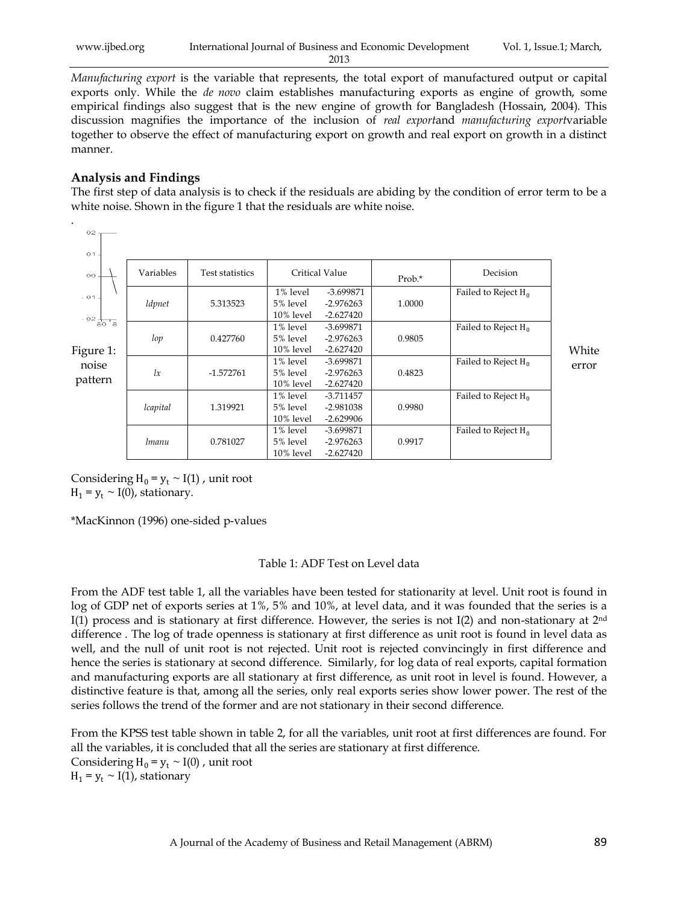*Manufacturing export* is the variable that represents, the total export of manufactured output or capital exports only. While the *de novo* claim establishes manufacturing exports as engine of growth, some empirical findings also suggest that is the new engine of growth for Bangladesh (Hossain, 2004). This discussion magnifies the importance of the inclusion of *real export*and *manufacturing export*variable together to observe the effect of manufacturing export on growth and real export on growth in a distinct manner.

## Analysis and Findings

The first step of data analysis is to check if the residuals are abiding by the condition of error term to be a white noise. Shown in the figure 1 that the residuals are white noise.

Figure 1: White noise error pattern

| Variables | Test statistics | Critical Value | | Prob.* | Decision |
|---|---|---|---|---|---|
| *ldpnet* | 5.313523 | 1% level<br>5% level<br>10% level | -3.699871<br>-2.976263<br>-2.627420 | 1.0000 | Failed to Reject $H_0$ |
| *lop* | 0.427760 | 1% level<br>5% level<br>10% level | -3.699871<br>-2.976263<br>-2.627420 | 0.9805 | Failed to Reject $H_0$ |
| *lx* | -1.572761 | 1% level<br>5% level<br>10% level | -3.699871<br>-2.976263<br>-2.627420 | 0.4823 | Failed to Reject $H_0$ |
| *lcapital* | 1.319921 | 1% level<br>5% level<br>10% level | -3.711457<br>-2.981038<br>-2.629906 | 0.9980 | Failed to Reject $H_0$ |
| *lmanu* | 0.781027 | 1% level<br>5% level<br>10% level | -3.699871<br>-2.976263<br>-2.627420 | 0.9917 | Failed to Reject $H_0$ |

Considering $H_0 = y_t \sim I(1)$ , unit root
$H_1 = y_t \sim I(0)$, stationary.

*MacKinnon (1996) one-sided p-values

Table 1: ADF Test on Level data

From the ADF test table 1, all the variables have been tested for stationarity at level. Unit root is found in log of GDP net of exports series at 1%, 5% and 10%, at level data, and it was founded that the series is a I(1) process and is stationary at first difference. However, the series is not I(2) and non-stationary at 2nd difference . The log of trade openness is stationary at first difference as unit root is found in level data as well, and the null of unit root is not rejected. Unit root is rejected convincingly in first difference and hence the series is stationary at second difference. Similarly, for log data of real exports, capital formation and manufacturing exports are all stationary at first difference, as unit root in level is found. However, a distinctive feature is that, among all the series, only real exports series show lower power. The rest of the series follows the trend of the former and are not stationary in their second difference.

From the KPSS test table shown in table 2, for all the variables, unit root at first differences are found. For all the variables, it is concluded that all the series are stationary at first difference.
Considering $H_0 = y_t \sim I(0)$ , unit root
$H_1 = y_t \sim I(1)$, stationary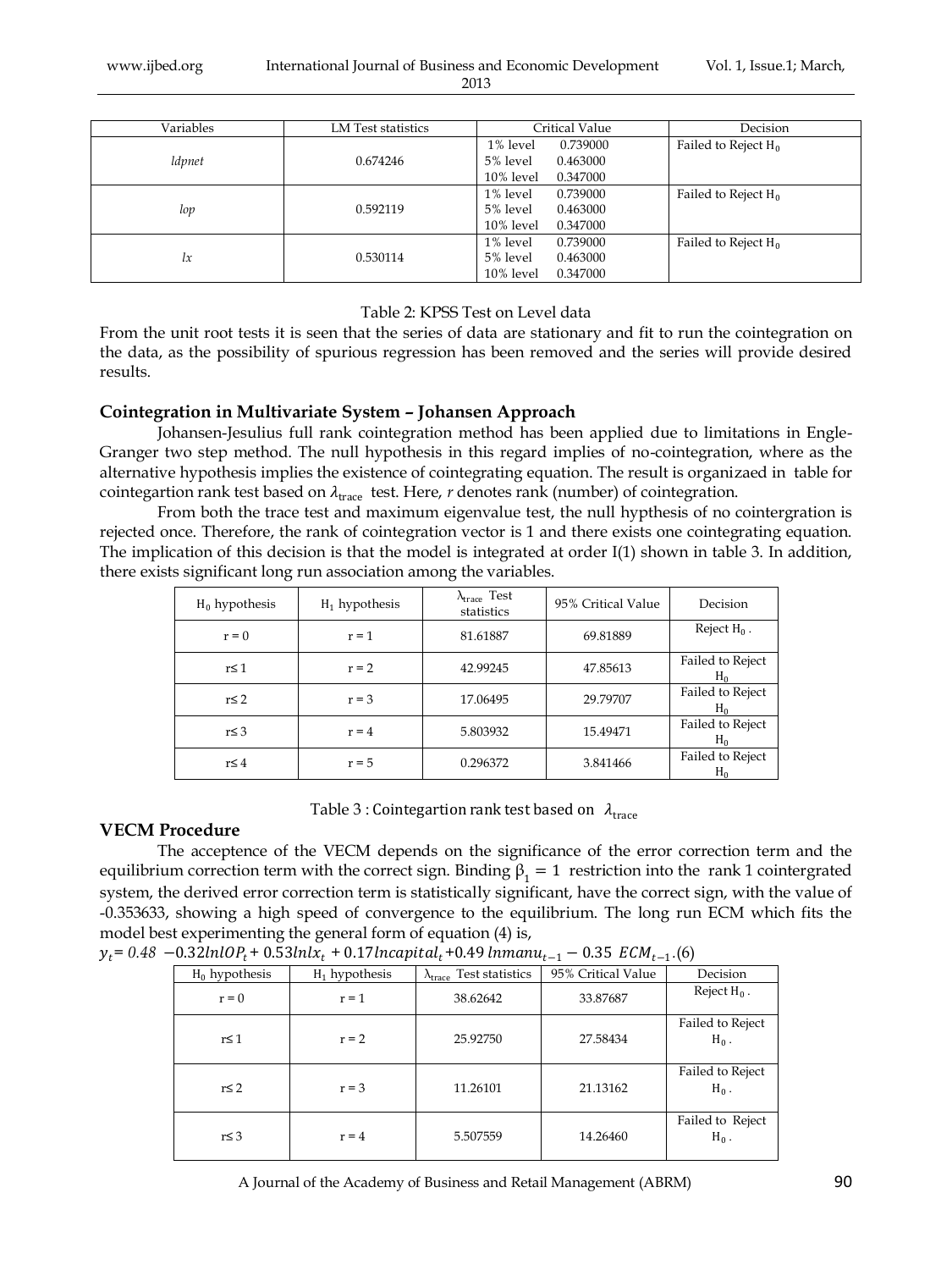| Variables | LM Test statistics | Critical Value | | Decision |
|---|---|---|---|---|
| *ldpnet* | 0.674246 | 1% level | 0.739000 | Failed to Reject $H_0$ |
| | | 5% level | 0.463000 | |
| | | 10% level | 0.347000 | |
| *lop* | 0.592119 | 1% level | 0.739000 | Failed to Reject $H_0$ |
| | | 5% level | 0.463000 | |
| | | 10% level | 0.347000 | |
| *lx* | 0.530114 | 1% level | 0.739000 | Failed to Reject $H_0$ |
| | | 5% level | 0.463000 | |
| | | 10% level | 0.347000 | |

Table 2: KPSS Test on Level data

From the unit root tests it is seen that the series of data are stationary and fit to run the cointegration on the data, as the possibility of spurious regression has been removed and the series will provide desired results.

### Cointegration in Multivariate System – Johansen Approach

Johansen-Jesulius full rank cointegration method has been applied due to limitations in Engle-Granger two step method. The null hypothesis in this regard implies of no-cointegration, where as the alternative hypothesis implies the existence of cointegrating equation. The result is organizaed in table for cointegartion rank test based on $\lambda_{\text{trace}}$ test. Here, *r* denotes rank (number) of cointegration.

From both the trace test and maximum eigenvalue test, the null hypthesis of no cointergration is rejected once. Therefore, the rank of cointegration vector is 1 and there exists one cointegrating equation. The implication of this decision is that the model is integrated at order I(1) shown in table 3. In addition, there exists significant long run association among the variables.

| $H_0$ hypothesis | $H_1$ hypothesis | $\lambda_{\text{trace}}$ Test statistics | 95% Critical Value | Decision |
|---|---|---|---|---|
| r = 0 | r = 1 | 81.61887 | 69.81889 | Reject $H_0$ . |
| r≤ 1 | r = 2 | 42.99245 | 47.85613 | Failed to Reject $H_0$ |
| r≤ 2 | r = 3 | 17.06495 | 29.79707 | Failed to Reject $H_0$ |
| r≤ 3 | r = 4 | 5.803932 | 15.49471 | Failed to Reject $H_0$ |
| r≤ 4 | r = 5 | 0.296372 | 3.841466 | Failed to Reject $H_0$ |

Table 3 : Cointegartion rank test based on $\lambda_{\text{trace}}$

### VECM Procedure

The acceptence of the VECM depends on the significance of the error correction term and the equilibrium correction term with the correct sign. Binding $\beta_1 = 1$ restriction into the rank 1 cointergrated system, the derived error correction term is statistically significant, have the correct sign, with the value of -0.353633, showing a high speed of convergence to the equilibrium. The long run ECM which fits the model best experimenting the general form of equation (4) is,

$$y_t = 0.48 - 0.32 lnlOP_t + 0.53 lnlx_t + 0.17 lncapital_t + 0.49\ lnmanu_{t-1} - 0.35\ ECM_{t-1}. (6)$$

| $H_0$ hypothesis | $H_1$ hypothesis | $\lambda_{\text{trace}}$ Test statistics | 95% Critical Value | Decision |
|---|---|---|---|---|
| r = 0 | r = 1 | 38.62642 | 33.87687 | Reject $H_0$ . |
| r≤ 1 | r = 2 | 25.92750 | 27.58434 | Failed to Reject $H_0$ . |
| r≤ 2 | r = 3 | 11.26101 | 21.13162 | Failed to Reject $H_0$ . |
| r≤ 3 | r = 4 | 5.507559 | 14.26460 | Failed to Reject $H_0$ . |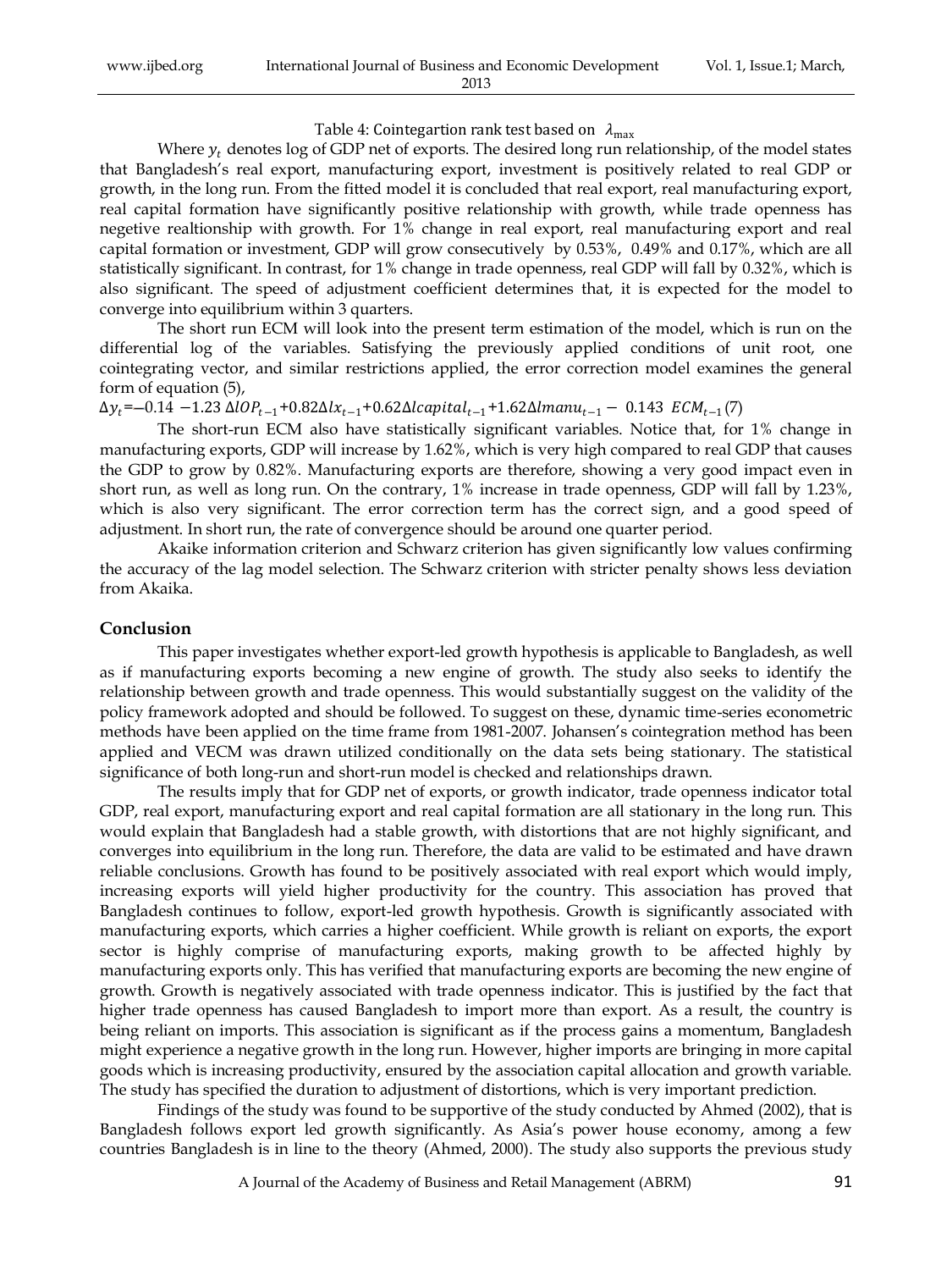Table 4: Cointegartion rank test based on $\lambda_{\max}$

Where $y_t$ denotes log of GDP net of exports. The desired long run relationship, of the model states that Bangladesh's real export, manufacturing export, investment is positively related to real GDP or growth, in the long run. From the fitted model it is concluded that real export, real manufacturing export, real capital formation have significantly positive relationship with growth, while trade openness has negetive realtionship with growth. For 1% change in real export, real manufacturing export and real capital formation or investment, GDP will grow consecutively by 0.53%, 0.49% and 0.17%, which are all statistically significant. In contrast, for 1% change in trade openness, real GDP will fall by 0.32%, which is also significant. The speed of adjustment coefficient determines that, it is expected for the model to converge into equilibrium within 3 quarters.

The short run ECM will look into the present term estimation of the model, which is run on the differential log of the variables. Satisfying the previously applied conditions of unit root, one cointegrating vector, and similar restrictions applied, the error correction model examines the general form of equation (5),

$$\Delta y_t = -0.14 - 1.23\,\Delta lOP_{t-1} + 0.82\Delta lx_{t-1} + 0.62\Delta lcapital_{t-1} + 1.62\Delta lmanu_{t-1} - 0.143\ ECM_{t-1} \quad (7)$$

The short-run ECM also have statistically significant variables. Notice that, for 1% change in manufacturing exports, GDP will increase by 1.62%, which is very high compared to real GDP that causes the GDP to grow by 0.82%. Manufacturing exports are therefore, showing a very good impact even in short run, as well as long run. On the contrary, 1% increase in trade openness, GDP will fall by 1.23%, which is also very significant. The error correction term has the correct sign, and a good speed of adjustment. In short run, the rate of convergence should be around one quarter period.

Akaike information criterion and Schwarz criterion has given significantly low values confirming the accuracy of the lag model selection. The Schwarz criterion with stricter penalty shows less deviation from Akaika.

## Conclusion

This paper investigates whether export-led growth hypothesis is applicable to Bangladesh, as well as if manufacturing exports becoming a new engine of growth. The study also seeks to identify the relationship between growth and trade openness. This would substantially suggest on the validity of the policy framework adopted and should be followed. To suggest on these, dynamic time-series econometric methods have been applied on the time frame from 1981-2007. Johansen's cointegration method has been applied and VECM was drawn utilized conditionally on the data sets being stationary. The statistical significance of both long-run and short-run model is checked and relationships drawn.

The results imply that for GDP net of exports, or growth indicator, trade openness indicator total GDP, real export, manufacturing export and real capital formation are all stationary in the long run. This would explain that Bangladesh had a stable growth, with distortions that are not highly significant, and converges into equilibrium in the long run. Therefore, the data are valid to be estimated and have drawn reliable conclusions. Growth has found to be positively associated with real export which would imply, increasing exports will yield higher productivity for the country. This association has proved that Bangladesh continues to follow, export-led growth hypothesis. Growth is significantly associated with manufacturing exports, which carries a higher coefficient. While growth is reliant on exports, the export sector is highly comprise of manufacturing exports, making growth to be affected highly by manufacturing exports only. This has verified that manufacturing exports are becoming the new engine of growth. Growth is negatively associated with trade openness indicator. This is justified by the fact that higher trade openness has caused Bangladesh to import more than export. As a result, the country is being reliant on imports. This association is significant as if the process gains a momentum, Bangladesh might experience a negative growth in the long run. However, higher imports are bringing in more capital goods which is increasing productivity, ensured by the association capital allocation and growth variable. The study has specified the duration to adjustment of distortions, which is very important prediction.

Findings of the study was found to be supportive of the study conducted by Ahmed (2002), that is Bangladesh follows export led growth significantly. As Asia's power house economy, among a few countries Bangladesh is in line to the theory (Ahmed, 2000). The study also supports the previous study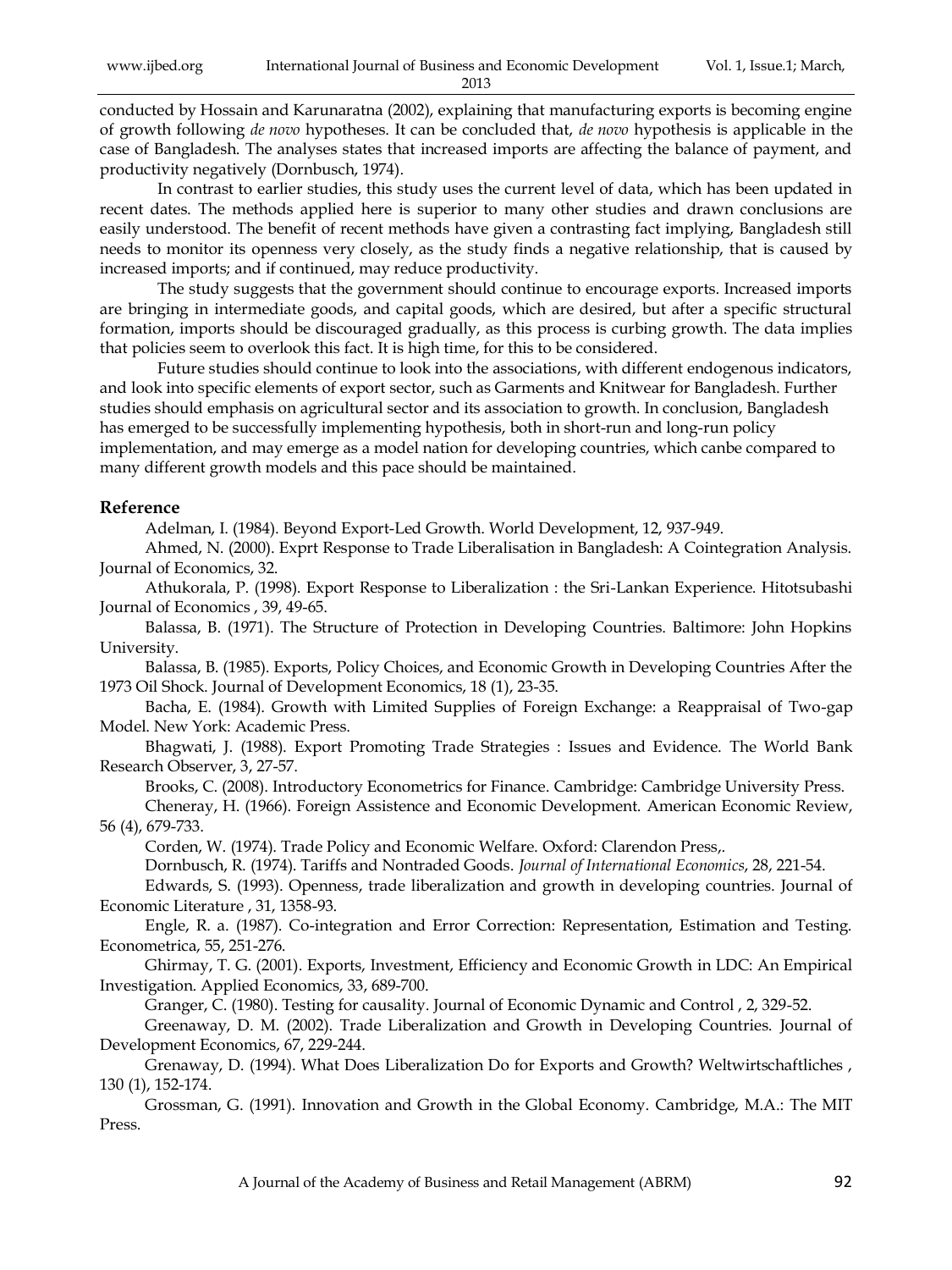conducted by Hossain and Karunaratna (2002), explaining that manufacturing exports is becoming engine of growth following *de novo* hypotheses. It can be concluded that, *de novo* hypothesis is applicable in the case of Bangladesh. The analyses states that increased imports are affecting the balance of payment, and productivity negatively (Dornbusch, 1974).

In contrast to earlier studies, this study uses the current level of data, which has been updated in recent dates. The methods applied here is superior to many other studies and drawn conclusions are easily understood. The benefit of recent methods have given a contrasting fact implying, Bangladesh still needs to monitor its openness very closely, as the study finds a negative relationship, that is caused by increased imports; and if continued, may reduce productivity.

The study suggests that the government should continue to encourage exports. Increased imports are bringing in intermediate goods, and capital goods, which are desired, but after a specific structural formation, imports should be discouraged gradually, as this process is curbing growth. The data implies that policies seem to overlook this fact. It is high time, for this to be considered.

Future studies should continue to look into the associations, with different endogenous indicators, and look into specific elements of export sector, such as Garments and Knitwear for Bangladesh. Further studies should emphasis on agricultural sector and its association to growth. In conclusion, Bangladesh has emerged to be successfully implementing hypothesis, both in short-run and long-run policy implementation, and may emerge as a model nation for developing countries, which canbe compared to many different growth models and this pace should be maintained.

## Reference

Adelman, I. (1984). Beyond Export-Led Growth. World Development, 12, 937-949.

Ahmed, N. (2000). Exprt Response to Trade Liberalisation in Bangladesh: A Cointegration Analysis. Journal of Economics, 32.

Athukorala, P. (1998). Export Response to Liberalization : the Sri-Lankan Experience. Hitotsubashi Journal of Economics , 39, 49-65.

Balassa, B. (1971). The Structure of Protection in Developing Countries. Baltimore: John Hopkins University.

Balassa, B. (1985). Exports, Policy Choices, and Economic Growth in Developing Countries After the 1973 Oil Shock. Journal of Development Economics, 18 (1), 23-35.

Bacha, E. (1984). Growth with Limited Supplies of Foreign Exchange: a Reappraisal of Two-gap Model. New York: Academic Press.

Bhagwati, J. (1988). Export Promoting Trade Strategies : Issues and Evidence. The World Bank Research Observer, 3, 27-57.

Brooks, C. (2008). Introductory Econometrics for Finance. Cambridge: Cambridge University Press.

Cheneray, H. (1966). Foreign Assistence and Economic Development. American Economic Review, 56 (4), 679-733.

Corden, W. (1974). Trade Policy and Economic Welfare. Oxford: Clarendon Press,.

Dornbusch, R. (1974). Tariffs and Nontraded Goods. *Journal of International Economics*, 28, 221-54.

Edwards, S. (1993). Openness, trade liberalization and growth in developing countries. Journal of Economic Literature , 31, 1358-93.

Engle, R. a. (1987). Co-integration and Error Correction: Representation, Estimation and Testing. Econometrica, 55, 251-276.

Ghirmay, T. G. (2001). Exports, Investment, Efficiency and Economic Growth in LDC: An Empirical Investigation. Applied Economics, 33, 689-700.

Granger, C. (1980). Testing for causality. Journal of Economic Dynamic and Control , 2, 329-52.

Greenaway, D. M. (2002). Trade Liberalization and Growth in Developing Countries. Journal of Development Economics, 67, 229-244.

Grenaway, D. (1994). What Does Liberalization Do for Exports and Growth? Weltwirtschaftliches , 130 (1), 152-174.

Grossman, G. (1991). Innovation and Growth in the Global Economy. Cambridge, M.A.: The MIT Press.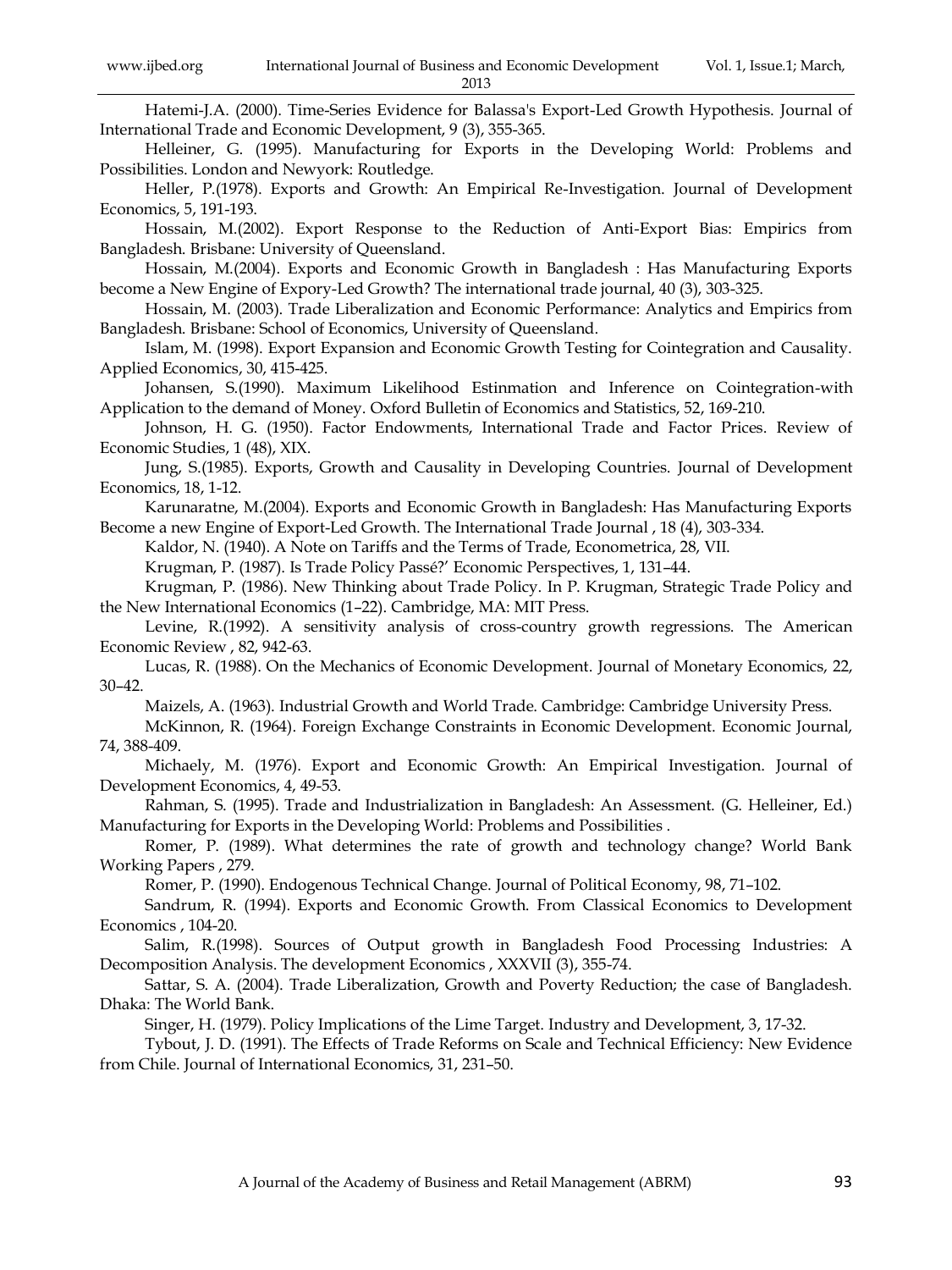Hatemi-J.A. (2000). Time-Series Evidence for Balassa's Export-Led Growth Hypothesis. Journal of International Trade and Economic Development, 9 (3), 355-365.

Helleiner, G. (1995). Manufacturing for Exports in the Developing World: Problems and Possibilities. London and Newyork: Routledge.

Heller, P.(1978). Exports and Growth: An Empirical Re-Investigation. Journal of Development Economics, 5, 191-193.

Hossain, M.(2002). Export Response to the Reduction of Anti-Export Bias: Empirics from Bangladesh. Brisbane: University of Queensland.

Hossain, M.(2004). Exports and Economic Growth in Bangladesh : Has Manufacturing Exports become a New Engine of Expory-Led Growth? The international trade journal, 40 (3), 303-325.

Hossain, M. (2003). Trade Liberalization and Economic Performance: Analytics and Empirics from Bangladesh. Brisbane: School of Economics, University of Queensland.

Islam, M. (1998). Export Expansion and Economic Growth Testing for Cointegration and Causality. Applied Economics, 30, 415-425.

Johansen, S.(1990). Maximum Likelihood Estinmation and Inference on Cointegration-with Application to the demand of Money. Oxford Bulletin of Economics and Statistics, 52, 169-210.

Johnson, H. G. (1950). Factor Endowments, International Trade and Factor Prices. Review of Economic Studies, 1 (48), XIX.

Jung, S.(1985). Exports, Growth and Causality in Developing Countries. Journal of Development Economics, 18, 1-12.

Karunaratne, M.(2004). Exports and Economic Growth in Bangladesh: Has Manufacturing Exports Become a new Engine of Export-Led Growth. The International Trade Journal , 18 (4), 303-334.

Kaldor, N. (1940). A Note on Tariffs and the Terms of Trade, Econometrica, 28, VII.

Krugman, P. (1987). Is Trade Policy Passé?' Economic Perspectives, 1, 131–44.

Krugman, P. (1986). New Thinking about Trade Policy. In P. Krugman, Strategic Trade Policy and the New International Economics (1–22). Cambridge, MA: MIT Press.

Levine, R.(1992). A sensitivity analysis of cross-country growth regressions. The American Economic Review , 82, 942-63.

Lucas, R. (1988). On the Mechanics of Economic Development. Journal of Monetary Economics, 22, 30–42.

Maizels, A. (1963). Industrial Growth and World Trade. Cambridge: Cambridge University Press.

McKinnon, R. (1964). Foreign Exchange Constraints in Economic Development. Economic Journal, 74, 388-409.

Michaely, M. (1976). Export and Economic Growth: An Empirical Investigation. Journal of Development Economics, 4, 49-53.

Rahman, S. (1995). Trade and Industrialization in Bangladesh: An Assessment. (G. Helleiner, Ed.) Manufacturing for Exports in the Developing World: Problems and Possibilities .

Romer, P. (1989). What determines the rate of growth and technology change? World Bank Working Papers , 279.

Romer, P. (1990). Endogenous Technical Change. Journal of Political Economy, 98, 71–102.

Sandrum, R. (1994). Exports and Economic Growth. From Classical Economics to Development Economics , 104-20.

Salim, R.(1998). Sources of Output growth in Bangladesh Food Processing Industries: A Decomposition Analysis. The development Economics , XXXVII (3), 355-74.

Sattar, S. A. (2004). Trade Liberalization, Growth and Poverty Reduction; the case of Bangladesh. Dhaka: The World Bank.

Singer, H. (1979). Policy Implications of the Lime Target. Industry and Development, 3, 17-32.

Tybout, J. D. (1991). The Effects of Trade Reforms on Scale and Technical Efficiency: New Evidence from Chile. Journal of International Economics, 31, 231–50.